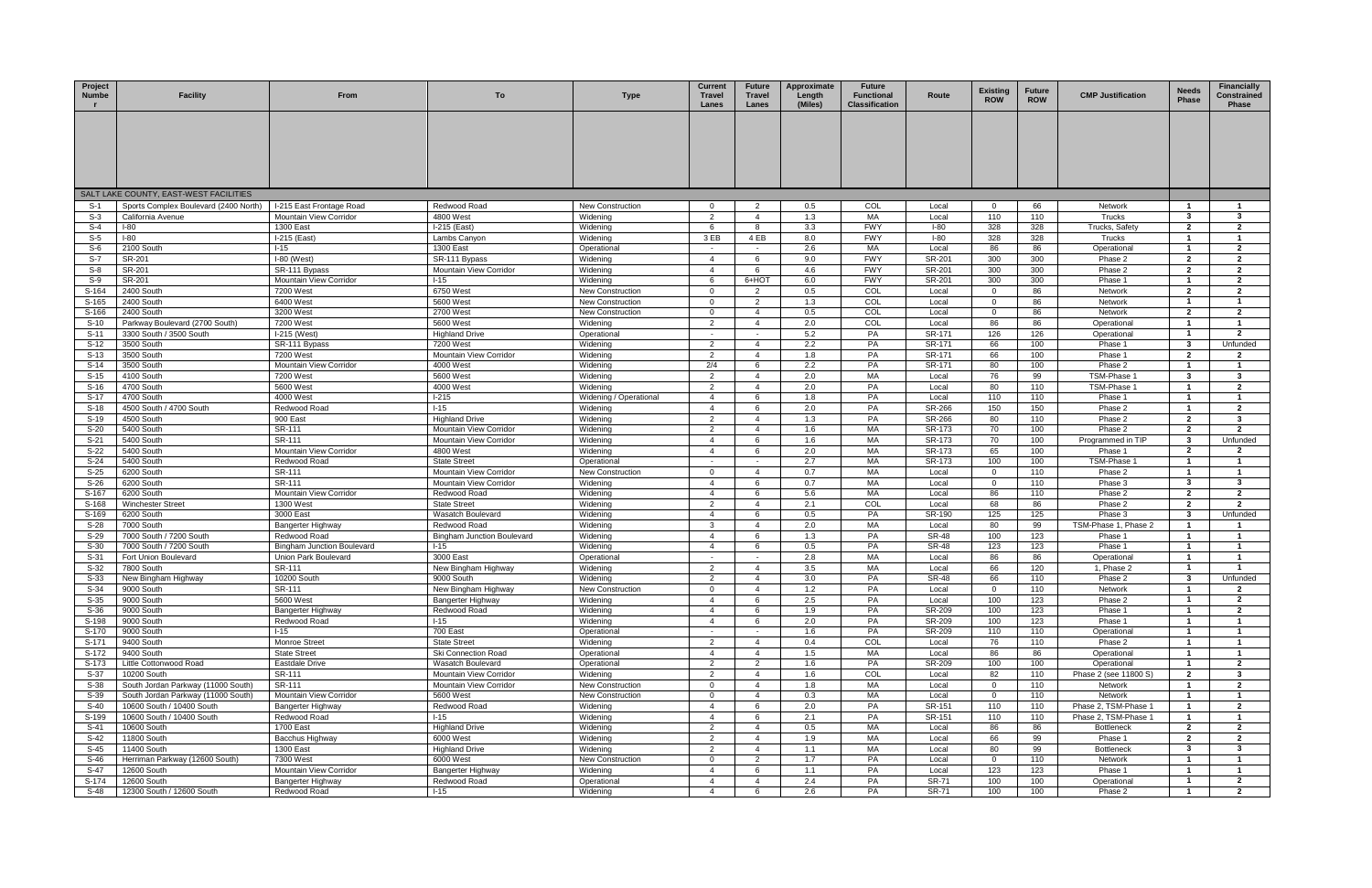| Project Number | Facility | From | To | Type | Current Travel Lanes | Future Travel Lanes | Approximate Length (Miles) | Future Functional Classification | Route | Existing ROW | Future ROW | CMP Justification | Needs Phase | Financially Constrained Phase |
|---|---|---|---|---|---|---|---|---|---|---|---|---|---|---|
| SALT LAKE COUNTY, EAST-WEST FACILITIES | | | | | | | | | | | | | | |
| S-1 | Sports Complex Boulevard (2400 North) | I-215 East Frontage Road | Redwood Road | New Construction | 0 | 2 | 0.5 | COL | Local | 0 | 66 | Network | 1 | 1 |
| S-3 | California Avenue | Mountain View Corridor | 4800 West | Widening | 2 | 4 | 1.3 | MA | Local | 110 | 110 | Trucks | 3 | 3 |
| S-4 | I-80 | 1300 East | I-215 (East) | Widening | 6 | 8 | 3.3 | FWY | I-80 | 328 | 328 | Trucks, Safety | 2 | 2 |
| S-5 | I-80 | I-215 (East) | Lambs Canyon | Widening | 3 EB | 4 EB | 8.0 | FWY | I-80 | 328 | 328 | Trucks | 1 | 1 |
| S-6 | 2100 South | I-15 | 1300 East | Operational | - | - | 2.6 | MA | Local | 86 | 86 | Operational | 1 | 2 |
| S-7 | SR-201 | I-80 (West) | SR-111 Bypass | Widening | 4 | 6 | 9.0 | FWY | SR-201 | 300 | 300 | Phase 2 | 2 | 2 |
| S-8 | SR-201 | SR-111 Bypass | Mountain View Corridor | Widening | 4 | 6 | 4.6 | FWY | SR-201 | 300 | 300 | Phase 2 | 2 | 2 |
| S-9 | SR-201 | Mountain View Corridor | I-15 | Widening | 6 | 6+HOT | 6.0 | FWY | SR-201 | 300 | 300 | Phase 1 | 1 | 2 |
| S-164 | 2400 South | 7200 West | 6750 West | New Construction | 0 | 2 | 0.5 | COL | Local | 0 | 86 | Network | 2 | 2 |
| S-165 | 2400 South | 6400 West | 5600 West | New Construction | 0 | 2 | 1.3 | COL | Local | 0 | 86 | Network | 1 | 1 |
| S-166 | 2400 South | 3200 West | 2700 West | New Construction | 0 | 4 | 0.5 | COL | Local | 0 | 86 | Network | 2 | 2 |
| S-10 | Parkway Boulevard (2700 South) | 7200 West | 5600 West | Widening | 2 | 4 | 2.0 | COL | Local | 86 | 86 | Operational | 1 | 1 |
| S-11 | 3300 South / 3500 South | I-215 (West) | Highland Drive | Operational | - | - | 5.2 | PA | SR-171 | 126 | 126 | Operational | 1 | 2 |
| S-12 | 3500 South | SR-111 Bypass | 7200 West | Widening | 2 | 4 | 2.2 | PA | SR-171 | 66 | 100 | Phase 1 | 3 | Unfunded |
| S-13 | 3500 South | 7200 West | Mountain View Corridor | Widening | 2 | 4 | 1.8 | PA | SR-171 | 66 | 100 | Phase 1 | 2 | 2 |
| S-14 | 3500 South | Mountain View Corridor | 4000 West | Widening | 2/4 | 6 | 2.2 | PA | SR-171 | 80 | 100 | Phase 2 | 1 | 1 |
| S-15 | 4100 South | 7200 West | 5600 West | Widening | 2 | 4 | 2.0 | MA | Local | 76 | 99 | TSM-Phase 1 | 3 | 3 |
| S-16 | 4700 South | 5600 West | 4000 West | Widening | 2 | 4 | 2.0 | PA | Local | 80 | 110 | TSM-Phase 1 | 1 | 2 |
| S-17 | 4700 South | 4000 West | I-215 | Widening / Operational | 4 | 6 | 1.8 | PA | Local | 110 | 110 | Phase 1 | 1 | 1 |
| S-18 | 4500 South / 4700 South | Redwood Road | I-15 | Widening | 4 | 6 | 2.0 | PA | SR-266 | 150 | 150 | Phase 2 | 1 | 2 |
| S-19 | 4500 South | 900 East | Highland Drive | Widening | 2 | 4 | 1.3 | PA | SR-266 | 80 | 110 | Phase 2 | 2 | 3 |
| S-20 | 5400 South | SR-111 | Mountain View Corridor | Widening | 2 | 4 | 1.6 | MA | SR-173 | 70 | 100 | Phase 2 | 2 | 2 |
| S-21 | 5400 South | SR-111 | Mountain View Corridor | Widening | 4 | 6 | 1.6 | MA | SR-173 | 70 | 100 | Programmed in TIP | 3 | Unfunded |
| S-22 | 5400 South | Mountain View Corridor | 4800 West | Widening | 4 | 6 | 2.0 | MA | SR-173 | 65 | 100 | Phase 1 | 2 | 2 |
| S-24 | 5400 South | Redwood Road | State Street | Operational | - | - | 2.7 | MA | SR-173 | 100 | 100 | TSM-Phase 1 | 1 | 1 |
| S-25 | 6200 South | SR-111 | Mountain View Corridor | New Construction | 0 | 4 | 0.7 | MA | Local | 0 | 110 | Phase 2 | 1 | 1 |
| S-26 | 6200 South | SR-111 | Mountain View Corridor | Widening | 4 | 6 | 0.7 | MA | Local | 0 | 110 | Phase 3 | 3 | 3 |
| S-167 | 6200 South | Mountain View Corridor | Redwood Road | Widening | 4 | 6 | 5.6 | MA | Local | 86 | 110 | Phase 2 | 2 | 2 |
| S-168 | Winchester Street | 1300 West | State Street | Widening | 2 | 4 | 2.1 | COL | Local | 68 | 86 | Phase 2 | 2 | 2 |
| S-169 | 6200 South | 3000 East | Wasatch Boulevard | Widening | 4 | 6 | 0.5 | PA | SR-190 | 125 | 125 | Phase 3 | 3 | Unfunded |
| S-28 | 7000 South | Bangerter Highway | Redwood Road | Widening | 3 | 4 | 2.0 | MA | Local | 80 | 99 | TSM-Phase 1, Phase 2 | 1 | 1 |
| S-29 | 7000 South / 7200 South | Redwood Road | Bingham Junction Boulevard | Widening | 4 | 6 | 1.3 | PA | SR-48 | 100 | 123 | Phase 1 | 1 | 1 |
| S-30 | 7000 South / 7200 South | Bingham Junction Boulevard | I-15 | Widening | 4 | 6 | 0.5 | PA | SR-48 | 123 | 123 | Phase 1 | 1 | 1 |
| S-31 | Fort Union Boulevard | Union Park Boulevard | 3000 East | Operational | - | - | 2.8 | MA | Local | 86 | 86 | Operational | 1 | 1 |
| S-32 | 7800 South | SR-111 | New Bingham Highway | Widening | 2 | 4 | 3.5 | MA | Local | 66 | 120 | 1, Phase 2 | 1 | 1 |
| S-33 | New Bingham Highway | 10200 South | 9000 South | Widening | 2 | 4 | 3.0 | PA | SR-48 | 66 | 110 | Phase 2 | 3 | Unfunded |
| S-34 | 9000 South | SR-111 | New Bingham Highway | New Construction | 0 | 4 | 1.2 | PA | Local | 0 | 110 | Network | 1 | 2 |
| S-35 | 9000 South | 5600 West | Bangerter Highway | Widening | 4 | 6 | 2.5 | PA | Local | 100 | 123 | Phase 2 | 1 | 2 |
| S-36 | 9000 South | Bangerter Highway | Redwood Road | Widening | 4 | 6 | 1.9 | PA | SR-209 | 100 | 123 | Phase 1 | 1 | 2 |
| S-198 | 9000 South | Redwood Road | I-15 | Widening | 4 | 6 | 2.0 | PA | SR-209 | 100 | 123 | Phase 1 | 1 | 1 |
| S-170 | 9000 South | I-15 | 700 East | Operational | - | - | 1.6 | PA | SR-209 | 110 | 110 | Operational | 1 | 1 |
| S-171 | 9400 South | Monroe Street | State Street | Widening | 2 | 4 | 0.4 | COL | Local | 76 | 110 | Phase 2 | 1 | 1 |
| S-172 | 9400 South | State Street | Ski Connection Road | Operational | 4 | 4 | 1.5 | MA | Local | 86 | 86 | Operational | 1 | 1 |
| S-173 | Little Cottonwood Road | Eastdale Drive | Wasatch Boulevard | Operational | 2 | 2 | 1.6 | PA | SR-209 | 100 | 100 | Operational | 1 | 2 |
| S-37 | 10200 South | SR-111 | Mountain View Corridor | Widening | 2 | 4 | 1.6 | COL | Local | 82 | 110 | Phase 2 (see 11800 S) | 2 | 3 |
| S-38 | South Jordan Parkway (11000 South) | SR-111 | Mountain View Corridor | New Construction | 0 | 4 | 1.8 | MA | Local | 0 | 110 | Network | 1 | 2 |
| S-39 | South Jordan Parkway (11000 South) | Mountain View Corridor | 5600 West | New Construction | 0 | 4 | 0.3 | MA | Local | 0 | 110 | Network | 1 | 1 |
| S-40 | 10600 South / 10400 South | Bangerter Highway | Redwood Road | Widening | 4 | 6 | 2.0 | PA | SR-151 | 110 | 110 | Phase 2, TSM-Phase 1 | 1 | 2 |
| S-199 | 10600 South / 10400 South | Redwood Road | I-15 | Widening | 4 | 6 | 2.1 | PA | SR-151 | 110 | 110 | Phase 2, TSM-Phase 1 | 1 | 1 |
| S-41 | 10600 South | 1700 East | Highland Drive | Widening | 2 | 4 | 0.5 | MA | Local | 86 | 86 | Bottleneck | 2 | 2 |
| S-42 | 11800 South | Bacchus Highway | 6000 West | Widening | 2 | 4 | 1.9 | MA | Local | 66 | 99 | Phase 1 | 2 | 2 |
| S-45 | 11400 South | 1300 East | Highland Drive | Widening | 2 | 4 | 1.1 | MA | Local | 80 | 99 | Bottleneck | 3 | 3 |
| S-46 | Herriman Parkway (12600 South) | 7300 West | 6000 West | New Construction | 0 | 2 | 1.7 | PA | Local | 0 | 110 | Network | 1 | 1 |
| S-47 | 12600 South | Mountain View Corridor | Bangerter Highway | Widening | 4 | 6 | 1.1 | PA | Local | 123 | 123 | Phase 1 | 1 | 1 |
| S-174 | 12600 South | Bangerter Highway | Redwood Road | Operational | 4 | 4 | 2.4 | PA | SR-71 | 100 | 100 | Operational | 1 | 2 |
| S-48 | 12300 South / 12600 South | Redwood Road | I-15 | Widening | 4 | 6 | 2.6 | PA | SR-71 | 100 | 100 | Phase 2 | 1 | 2 |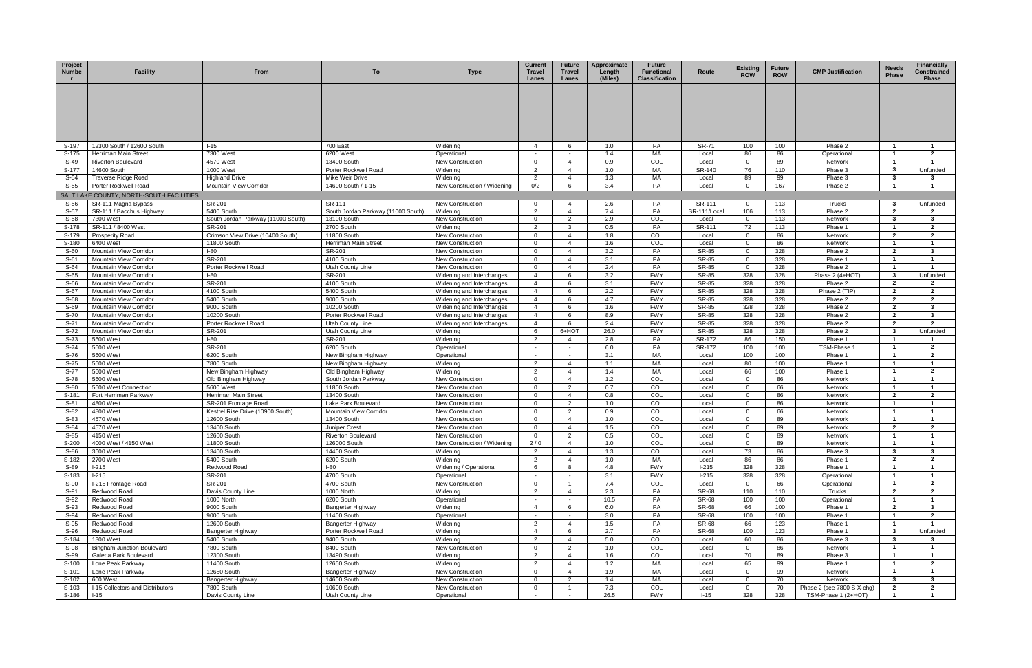| Project Number | Facility | From | To | Type | Current Travel Lanes | Future Travel Lanes | Approximate Length (Miles) | Future Functional Classification | Route | Existing ROW | Future ROW | CMP Justification | Needs Phase | Financially Constrained Phase |
|---|---|---|---|---|---|---|---|---|---|---|---|---|---|---|
| S-197 | 12300 South / 12600 South | I-15 | 700 East | Widening | 4 | 6 | 1.0 | PA | SR-71 | 100 | 100 | Phase 2 | 1 | 1 |
| S-175 | Herriman Main Street | 7300 West | 6200 West | Operational | - | - | 1.4 | MA | Local | 86 | 86 | Operational | 1 | 2 |
| S-49 | Riverton Boulevard | 4570 West | 13400 South | New Construction | 0 | 4 | 0.9 | COL | Local | 0 | 89 | Network | 1 | 1 |
| S-177 | 14600 South | 1000 West | Porter Rockwell Road | Widening | 2 | 4 | 1.0 | MA | SR-140 | 76 | 110 | Phase 3 | 3 | Unfunded |
| S-54 | Traverse Ridge Road | Highland Drive | Mike Weir Drive | Widening | 2 | 4 | 1.3 | MA | Local | 89 | 99 | Phase 3 | 3 | 3 |
| S-55 | Porter Rockwell Road | Mountain View Corridor | 14600 South / 1-15 | New Construction / Widening | 0/2 | 6 | 3.4 | PA | Local | 0 | 167 | Phase 2 | 1 | 1 |
| **SALT LAKE COUNTY, NORTH-SOUTH FACILITIES** | | | | | | | | | | | | | | |
| S-56 | SR-111 Magna Bypass | SR-201 | SR-111 | New Construction | 0 | 4 | 2.6 | PA | SR-111 | 0 | 113 | Trucks | 3 | Unfunded |
| S-57 | SR-111 / Bacchus Highway | 5400 South | South Jordan Parkway (11000 South) | Widening | 2 | 4 | 7.4 | PA | SR-111/Local | 106 | 113 | Phase 2 | 2 | 2 |
| S-58 | 7300 West | South Jordan Parkway (11000 South) | 13100 South | New Construction | 0 | 2 | 2.9 | COL | Local | 0 | 113 | Network | 3 | 3 |
| S-178 | SR-111 / 8400 West | SR-201 | 2700 South | Widening | 2 | 3 | 0.5 | PA | SR-111 | 72 | 113 | Phase 1 | 1 | 2 |
| S-179 | Prosperity Road | Crimson View Drive (10400 South) | 11800 South | New Construction | 0 | 4 | 1.8 | COL | Local | 0 | 86 | Network | 2 | 2 |
| S-180 | 6400 West | 11800 South | Herriman Main Street | New Construction | 0 | 4 | 1.6 | COL | Local | 0 | 86 | Network | 1 | 1 |
| S-60 | Mountain View Corridor | I-80 | SR-201 | New Construction | 0 | 4 | 3.2 | PA | SR-85 | 0 | 328 | Phase 2 | 2 | 3 |
| S-61 | Mountain View Corridor | SR-201 | 4100 South | New Construction | 0 | 4 | 3.1 | PA | SR-85 | 0 | 328 | Phase 1 | 1 | 1 |
| S-64 | Mountain View Corridor | Porter Rockwell Road | Utah County Line | New Construction | 0 | 4 | 2.4 | PA | SR-85 | 0 | 328 | Phase 2 | 1 | 1 |
| S-65 | Mountain View Corridor | I-80 | SR-201 | Widening and Interchanges | 4 | 6 | 3.2 | FWY | SR-85 | 328 | 328 | Phase 2 (4+HOT) | 3 | Unfunded |
| S-66 | Mountain View Corridor | SR-201 | 4100 South | Widening and Interchanges | 4 | 6 | 3.1 | FWY | SR-85 | 328 | 328 | Phase 2 | 2 | 2 |
| S-67 | Mountain View Corridor | 4100 South | 5400 South | Widening and Interchanges | 4 | 6 | 2.2 | FWY | SR-85 | 328 | 328 | Phase 2 (TIP) | 2 | 2 |
| S-68 | Mountain View Corridor | 5400 South | 9000 South | Widening and Interchanges | 4 | 6 | 4.7 | FWY | SR-85 | 328 | 328 | Phase 2 | 2 | 2 |
| S-69 | Mountain View Corridor | 9000 South | 10200 South | Widening and Interchanges | 4 | 6 | 1.6 | FWY | SR-85 | 328 | 328 | Phase 2 | 2 | 3 |
| S-70 | Mountain View Corridor | 10200 South | Porter Rockwell Road | Widening and Interchanges | 4 | 6 | 8.9 | FWY | SR-85 | 328 | 328 | Phase 2 | 2 | 3 |
| S-71 | Mountain View Corridor | Porter Rockwell Road | Utah County Line | Widening and Interchanges | 4 | 6 | 2.4 | FWY | SR-85 | 328 | 328 | Phase 2 | 2 | 2 |
| S-72 | Mountain View Corridor | SR-201 | Utah County Line | Widening | 6 | 6+HOT | 26.0 | FWY | SR-85 | 328 | 328 | Phase 2 | 3 | Unfunded |
| S-73 | 5600 West | I-80 | SR-201 | Widening | 2 | 4 | 2.8 | PA | SR-172 | 86 | 150 | Phase 1 | 1 | 1 |
| S-74 | 5600 West | SR-201 | 6200 South | Operational | - | - | 6.0 | PA | SR-172 | 100 | 100 | TSM-Phase 1 | 1 | 2 |
| S-76 | 5600 West | 6200 South | New Bingham Highway | Operational | - | - | 3.1 | MA | Local | 100 | 100 | Phase 1 | 1 | 2 |
| S-75 | 5600 West | 7800 South | New Bingham Highway | Widening | 2 | 4 | 1.1 | MA | Local | 80 | 100 | Phase 1 | 1 | 1 |
| S-77 | 5600 West | New Bingham Highway | Old Bingham Highway | Widening | 2 | 4 | 1.4 | MA | Local | 66 | 100 | Phase 1 | 1 | 2 |
| S-78 | 5600 West | Old Bingham Highway | South Jordan Parkway | New Construction | 0 | 4 | 1.2 | COL | Local | 0 | 86 | Network | 1 | 1 |
| S-80 | 5600 West Connection | 5600 West | 11800 South | New Construction | 0 | 2 | 0.7 | COL | Local | 0 | 66 | Network | 1 | 1 |
| S-181 | Fort Herriman Parkway | Herriman Main Street | 13400 South | New Construction | 0 | 4 | 0.8 | COL | Local | 0 | 86 | Network | 2 | 2 |
| S-81 | 4800 West | SR-201 Frontage Road | Lake Park Boulevard | New Construction | 0 | 2 | 1.0 | COL | Local | 0 | 86 | Network | 1 | 1 |
| S-82 | 4800 West | Kestrel Rise Drive (10900 South) | Mountain View Corridor | New Construction | 0 | 2 | 0.9 | COL | Local | 0 | 66 | Network | 1 | 1 |
| S-83 | 4570 West | 12600 South | 13400 South | New Construction | 0 | 4 | 1.0 | COL | Local | 0 | 89 | Network | 1 | 1 |
| S-84 | 4570 West | 13400 South | Juniper Crest | New Construction | 0 | 4 | 1.5 | COL | Local | 0 | 89 | Network | 2 | 2 |
| S-85 | 4150 West | 12600 South | Riverton Boulevard | New Construction | 0 | 2 | 0.5 | COL | Local | 0 | 89 | Network | 1 | 1 |
| S-200 | 4000 West / 4150 West | 11800 South | 126000 South | New Construction / Widening | 2 / 0 | 4 | 1.0 | COL | Local | 0 | 89 | Network | 1 | 1 |
| S-86 | 3600 West | 13400 South | 14400 South | Widening | 2 | 4 | 1.3 | COL | Local | 73 | 86 | Phase 3 | 3 | 3 |
| S-182 | 2700 West | 5400 South | 6200 South | Widening | 2 | 4 | 1.0 | MA | Local | 86 | 86 | Phase 1 | 2 | 2 |
| S-89 | I-215 | Redwood Road | I-80 | Widening / Operational | 6 | 8 | 4.8 | FWY | I-215 | 328 | 328 | Phase 1 | 1 | 1 |
| S-183 | I-215 | SR-201 | 4700 South | Operational | - | - | 3.1 | FWY | I-215 | 328 | 328 | Operational | 1 | 1 |
| S-90 | I-215 Frontage Road | SR-201 | 4700 South | New Construction | 0 | 1 | 7.4 | COL | Local | 0 | 66 | Operational | 1 | 2 |
| S-91 | Redwood Road | Davis County Line | 1000 North | Widening | 2 | 4 | 2.3 | PA | SR-68 | 110 | 110 | Trucks | 2 | 2 |
| S-92 | Redwood Road | 1000 North | 6200 South | Operational | - | - | 10.5 | PA | SR-68 | 100 | 100 | Operational | 1 | 1 |
| S-93 | Redwood Road | 9000 South | Bangerter Highway | Widening | 4 | 6 | 6.0 | PA | SR-68 | 66 | 100 | Phase 1 | 2 | 3 |
| S-94 | Redwood Road | 9000 South | 11400 South | Operational | - | - | 3.0 | PA | SR-68 | 100 | 100 | Phase 1 | 1 | 2 |
| S-95 | Redwood Road | 12600 South | Bangerter Highway | Widening | 2 | 4 | 1.5 | PA | SR-68 | 66 | 123 | Phase 1 | 1 | 1 |
| S-96 | Redwood Road | Bangerter Highway | Porter Rockwell Road | Widening | 4 | 6 | 2.7 | PA | SR-68 | 100 | 123 | Phase 1 | 3 | Unfunded |
| S-184 | 1300 West | 5400 South | 9400 South | Widening | 2 | 4 | 5.0 | COL | Local | 60 | 86 | Phase 3 | 3 | 3 |
| S-98 | Bingham Junction Boulevard | 7800 South | 8400 South | New Construction | 0 | 2 | 1.0 | COL | Local | 0 | 86 | Network | 1 | 1 |
| S-99 | Galena Park Boulevard | 12300 South | 13490 South | Widening | 2 | 4 | 1.6 | COL | Local | 70 | 89 | Phase 3 | 1 | 1 |
| S-100 | Lone Peak Parkway | 11400 South | 12650 South | Widening | 2 | 4 | 1.2 | MA | Local | 65 | 99 | Phase 1 | 1 | 2 |
| S-101 | Lone Peak Parkway | 12650 South | Bangerter Highway | New Construction | 0 | 4 | 1.9 | MA | Local | 0 | 99 | Network | 1 | 1 |
| S-102 | 600 West | Bangerter Highway | 14600 South | New Construction | 0 | 2 | 1.4 | MA | Local | 0 | 70 | Network | 3 | 3 |
| S-103 | I-15 Collectors and Distributors | 7800 South | 10600 South | New Construction | 0 | 1 | 7.3 | COL | Local | 0 | 70 | Phase 2 (see 7800 S X-chg) | 2 | 2 |
| S-186 | I-15 | Davis County Line | Utah County Line | Operational | - | - | 26.5 | FWY | I-15 | 328 | 328 | TSM-Phase 1 (2+HOT) | 1 | 1 |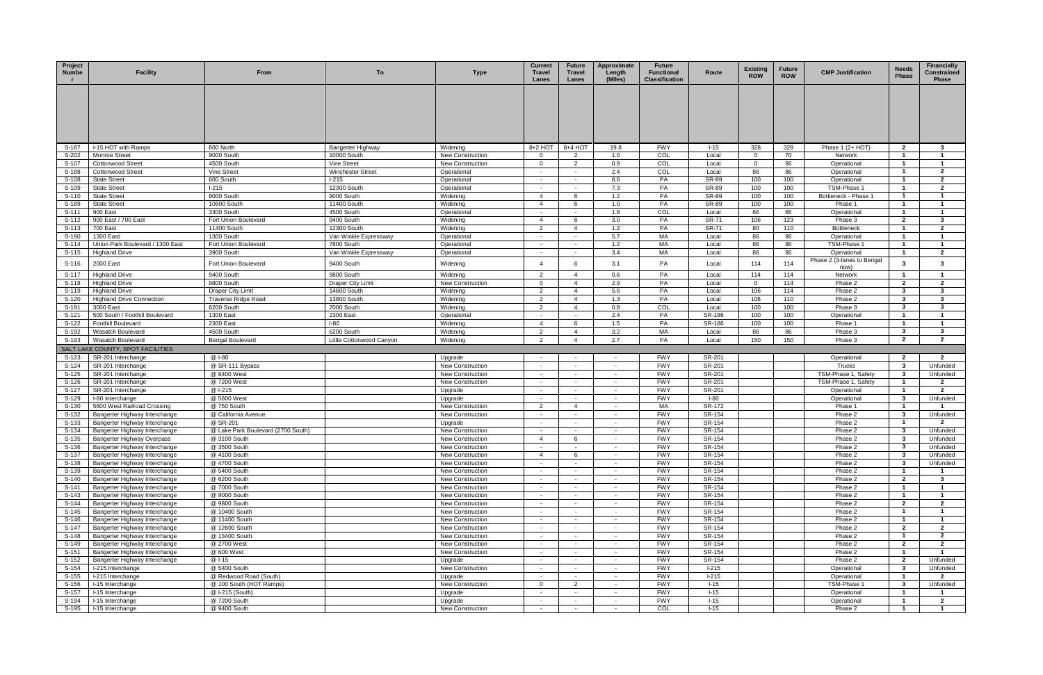| Project Number | Facility | From | To | Type | Current Travel Lanes | Future Travel Lanes | Approximate Length (Miles) | Future Functional Classification | Route | Existing ROW | Future ROW | CMP Justification | Needs Phase | Financially Constrained Phase |
|---|---|---|---|---|---|---|---|---|---|---|---|---|---|---|
| S-187 | I-15 HOT with Ramps | 600 North | Bangerter Highway | Widening | 8+2 HOT | 8+4 HOT | 19.8 | FWY | I-15 | 328 | 328 | Phase 1 (2+ HOT) | 2 | 3 |
| S-202 | Monroe Street | 9000 South | 10000 South | New Construction | 0 | 2 | 1.0 | COL | Local | 0 | 70 | Network | 1 | 1 |
| S-107 | Cottonwood Street | 4500 South | Vine Street | New Construction | 0 | 2 | 0.9 | COL | Local | 0 | 86 | Operational | 1 | 1 |
| S-188 | Cottonwood Street | Vine Street | Winchester Street | Operational | - | - | 2.4 | COL | Local | 86 | 86 | Operational | 1 | 2 |
| S-108 | State Street | 600 South | I-215 | Operational | - | - | 8.6 | PA | SR-89 | 100 | 100 | Operational | 1 | 2 |
| S-109 | State Street | I-215 | 12300 South | Operational | - | - | 7.3 | PA | SR-89 | 100 | 100 | TSM-Phase 1 | 1 | 2 |
| S-110 | State Street | 8000 South | 9000 South | Widening | 4 | 6 | 1.2 | PA | SR-89 | 100 | 100 | Bottleneck - Phase 1 | 1 | 1 |
| S-189 | State Street | 10600 South | 11400 South | Widening | 4 | 6 | 1.0 | PA | SR-89 | 100 | 100 | Phase 1 | 1 | 1 |
| S-111 | 900 East | 3300 South | 4500 South | Operational | - | - | 1.8 | COL | Local | 66 | 66 | Operational | 1 | 1 |
| S-112 | 900 East / 700 East | Fort Union Boulevard | 9400 South | Widening | 4 | 6 | 3.0 | PA | SR-71 | 106 | 123 | Phase 3 | 2 | 3 |
| S-113 | 700 East | 11400 South | 12300 South | Widening | 2 | 4 | 1.2 | PA | SR-71 | 80 | 110 | Bottleneck | 1 | 2 |
| S-190 | 1300 East | 1300 South | Van Winkle Expressway | Operational | - | - | 5.7 | MA | Local | 86 | 86 | Operational | 1 | 1 |
| S-114 | Union Park Boulevard / 1300 East | Fort Union Boulevard | 7800 South | Operational | - | - | 1.2 | MA | Local | 86 | 86 | TSM-Phase 1 | 1 | 1 |
| S-115 | Highland Drive | 3900 South | Van Winkle Expressway | Operational | - | - | 3.4 | MA | Local | 86 | 86 | Operational | 1 | 2 |
| S-116 | 2000 East | Fort Union Boulevard | 9400 South | Widening | 4 | 6 | 3.1 | PA | Local | 114 | 114 | Phase 2 (3-lanes to Bengal now) | 3 | 3 |
| S-117 | Highland Drive | 9400 South | 9800 South | Widening | 2 | 4 | 0.6 | PA | Local | 114 | 114 | Network | 1 | 1 |
| S-118 | Highland Drive | 9800 South | Draper City Limit | New Construction | 0 | 4 | 2.9 | PA | Local | 0 | 114 | Phase 2 | 2 | 2 |
| S-119 | Highland Drive | Draper City Limit | 14600 South | Widening | 2 | 4 | 5.6 | PA | Local | 106 | 114 | Phase 2 | 3 | 3 |
| S-120 | Highland Drive Connection | Traverse Ridge Road | 13800 South | Widening | 2 | 4 | 1.3 | PA | Local | 106 | 110 | Phase 2 | 3 | 3 |
| S-191 | 3000 East | 6200 South | 7000 South | Widening | 2 | 4 | 0.8 | COL | Local | 100 | 100 | Phase 3 | 3 | 3 |
| S-121 | 500 South / Foothill Boulevard | 1300 East | 2300 East | Operational | - | - | 2.4 | PA | SR-186 | 100 | 100 | Operational | 1 | 1 |
| S-122 | Foothill Boulevard | 2300 East | I-80 | Widening | 4 | 6 | 1.5 | PA | SR-186 | 100 | 100 | Phase 1 | 1 | 1 |
| S-192 | Wasatch Boulevard | 4500 South | 6200 South | Widening | 2 | 4 | 3.2 | MA | Local | 86 | 86 | Phase 3 | 3 | 3 |
| S-193 | Wasatch Boulevard | Bengal Boulevard | Little Cottonwood Canyon | Widening | 2 | 4 | 2.7 | PA | Local | 150 | 150 | Phase 3 | 2 | 2 |
| | SALT LAKE COUNTY, SPOT FACILITIES | | | | | | | | | | | | | |
| S-123 | SR-201 Interchange | @ I-80 | | Upgrade | - | - | - | FWY | SR-201 | | | Operational | 2 | 2 |
| S-124 | SR-201 Interchange | @ SR-111 Bypass | | New Construction | - | - | - | FWY | SR-201 | | | Trucks | 3 | Unfunded |
| S-125 | SR-201 Interchange | @ 8400 West | | New Construction | - | - | - | FWY | SR-201 | | | TSM-Phase 1, Safety | 3 | Unfunded |
| S-126 | SR-201 Interchange | @ 7200 West | | New Construction | - | - | - | FWY | SR-201 | | | TSM-Phase 1, Safety | 1 | 2 |
| S-127 | SR-201 Interchange | @ I-215 | | Upgrade | - | - | - | FWY | SR-201 | | | Operational | 1 | 2 |
| S-129 | I-80 Interchange | @ 5600 West | | Upgrade | - | - | - | FWY | I-80 | | | Operational | 3 | Unfunded |
| S-130 | 5600 West Railroad Crossing | @ 750 South | | New Construction | 2 | 4 | - | MA | SR-172 | | | Phase 1 | 1 | 1 |
| S-132 | Bangerter Highway Interchange | @ California Avenue | | New Construction | - | - | - | FWY | SR-154 | | | Phase 2 | 3 | Unfunded |
| S-133 | Bangerter Highway Interchange | @ SR-201 | | Upgrade | - | - | - | FWY | SR-154 | | | Phase 2 | 1 | 2 |
| S-134 | Bangerter Highway Interchange | @ Lake Park Boulevard (2700 South) | | New Construction | - | - | - | FWY | SR-154 | | | Phase 2 | 3 | Unfunded |
| S-135 | Bangerter Highway Overpass | @ 3100 South | | New Construction | 4 | 6 | - | FWY | SR-154 | | | Phase 2 | 3 | Unfunded |
| S-136 | Bangerter Highway Interchange | @ 3500 South | | New Construction | - | - | - | FWY | SR-154 | | | Phase 2 | 3 | Unfunded |
| S-137 | Bangerter Highway Interchange | @ 4100 South | | New Construction | 4 | 6 | - | FWY | SR-154 | | | Phase 2 | 3 | Unfunded |
| S-138 | Bangerter Highway Interchange | @ 4700 South | | New Construction | - | - | - | FWY | SR-154 | | | Phase 2 | 3 | Unfunded |
| S-139 | Bangerter Highway Interchange | @ 5400 South | | New Construction | - | - | - | FWY | SR-154 | | | Phase 2 | 1 | 1 |
| S-140 | Bangerter Highway Interchange | @ 6200 South | | New Construction | - | - | - | FWY | SR-154 | | | Phase 2 | 2 | 3 |
| S-141 | Bangerter Highway Interchange | @ 7000 South | | New Construction | - | - | - | FWY | SR-154 | | | Phase 2 | 1 | 1 |
| S-143 | Bangerter Highway Interchange | @ 9000 South | | New Construction | - | - | - | FWY | SR-154 | | | Phase 2 | 1 | 1 |
| S-144 | Bangerter Highway Interchange | @ 9800 South | | New Construction | - | - | - | FWY | SR-154 | | | Phase 2 | 2 | 2 |
| S-145 | Bangerter Highway Interchange | @ 10400 South | | New Construction | - | - | - | FWY | SR-154 | | | Phase 2 | 1 | 1 |
| S-146 | Bangerter Highway Interchange | @ 11400 South | | New Construction | - | - | - | FWY | SR-154 | | | Phase 2 | 1 | 1 |
| S-147 | Bangerter Highway Interchange | @ 12600 South | | New Construction | - | - | - | FWY | SR-154 | | | Phase 2 | 2 | 2 |
| S-148 | Bangerter Highway Interchange | @ 13400 South | | New Construction | - | - | - | FWY | SR-154 | | | Phase 2 | 1 | 2 |
| S-149 | Bangerter Highway Interchange | @ 2700 West | | New Construction | - | - | - | FWY | SR-154 | | | Phase 2 | 2 | 2 |
| S-151 | Bangerter Highway Interchange | @ 600 West | | New Construction | - | - | - | FWY | SR-154 | | | Phase 2 | 1 | 1 |
| S-152 | Bangerter Highway Interchange | @ I-15 | | Upgrade | - | - | - | FWY | SR-154 | | | Phase 2 | 2 | Unfunded |
| S-154 | I-215 Interchange | @ 5400 South | | New Construction | - | - | - | FWY | I-215 | | | Operational | 3 | Unfunded |
| S-155 | I-215 Interchange | @ Redwood Road (South) | | Upgrade | - | - | - | FWY | I-215 | | | Operational | 1 | 2 |
| S-156 | I-15 Interchange | @ 100 South (HOT Ramps) | | New Construction | 0 | 2 | - | FWY | I-15 | | | TSM-Phase 1 | 3 | Unfunded |
| S-157 | I-15 Interchange | @ I-215 (South) | | Upgrade | - | - | - | FWY | I-15 | | | Operational | 1 | 1 |
| S-194 | I-15 Interchange | @ 7200 South | | Upgrade | - | - | - | FWY | I-15 | | | Operational | 1 | 2 |
| S-195 | I-15 Interchange | @ 9400 South | | New Construction | - | - | - | COL | I-15 | | | Phase 2 | 1 | 1 |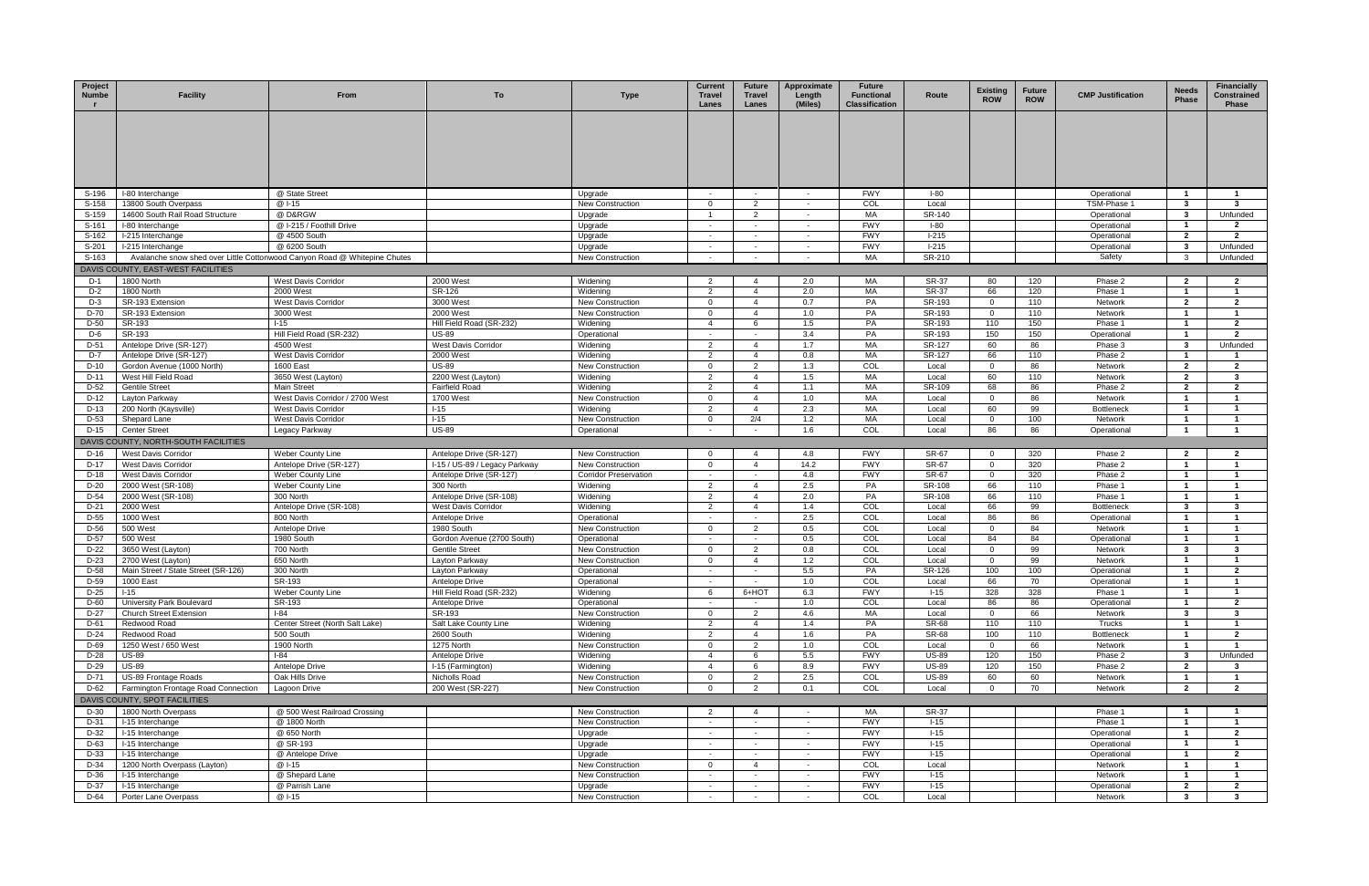| Project Number | Facility | From | To | Type | Current Travel Lanes | Future Travel Lanes | Approximate Length (Miles) | Future Functional Classification | Route | Existing ROW | Future ROW | CMP Justification | Needs Phase | Financially Constrained Phase |
|---|---|---|---|---|---|---|---|---|---|---|---|---|---|---|
| S-196 | I-80 Interchange | @ State Street | | Upgrade | - | - | - | FWY | I-80 | | | Operational | 1 | 1 |
| S-158 | 13800 South Overpass | @ I-15 | | New Construction | 0 | 2 | - | COL | Local | | | TSM-Phase 1 | 3 | 3 |
| S-159 | 14600 South Rail Road Structure | @ D&RGW | | Upgrade | 1 | 2 | - | MA | SR-140 | | | Operational | 3 | Unfunded |
| S-161 | I-80 Interchange | @ I-215 / Foothill Drive | | Upgrade | - | - | - | FWY | I-80 | | | Operational | 1 | 2 |
| S-162 | I-215 Interchange | @ 4500 South | | Upgrade | - | - | - | FWY | I-215 | | | Operational | 2 | 2 |
| S-201 | I-215 Interchange | @ 6200 South | | Upgrade | - | - | - | FWY | I-215 | | | Operational | 3 | Unfunded |
| S-163 | Avalanche snow shed over Little Cottonwood Canyon Road @ Whitepine Chutes | | | New Construction | - | - | - | MA | SR-210 | | | Safety | 3 | Unfunded |
| **DAVIS COUNTY, EAST-WEST FACILITIES** | | | | | | | | | | | | | | |
| D-1 | 1800 North | West Davis Corridor | 2000 West | Widening | 2 | 4 | 2.0 | MA | SR-37 | 80 | 120 | Phase 2 | 2 | 2 |
| D-2 | 1800 North | 2000 West | SR-126 | Widening | 2 | 4 | 2.0 | MA | SR-37 | 66 | 120 | Phase 1 | 1 | 1 |
| D-3 | SR-193 Extension | West Davis Corridor | 3000 West | New Construction | 0 | 4 | 0.7 | PA | SR-193 | 0 | 110 | Network | 2 | 2 |
| D-70 | SR-193 Extension | 3000 West | 2000 West | New Construction | 0 | 4 | 1.0 | PA | SR-193 | 0 | 110 | Network | 1 | 1 |
| D-50 | SR-193 | I-15 | Hill Field Road (SR-232) | Widening | 4 | 6 | 1.5 | PA | SR-193 | 110 | 150 | Phase 1 | 1 | 2 |
| D-6 | SR-193 | Hill Field Road (SR-232) | US-89 | Operational | - | - | 3.4 | PA | SR-193 | 150 | 150 | Operational | 1 | 2 |
| D-51 | Antelope Drive (SR-127) | 4500 West | West Davis Corridor | Widening | 2 | 4 | 1.7 | MA | SR-127 | 60 | 86 | Phase 3 | 3 | Unfunded |
| D-7 | Antelope Drive (SR-127) | West Davis Corridor | 2000 West | Widening | 2 | 4 | 0.8 | MA | SR-127 | 66 | 110 | Phase 2 | 1 | 1 |
| D-10 | Gordon Avenue (1000 North) | 1600 East | US-89 | New Construction | 0 | 2 | 1.3 | COL | Local | 0 | 86 | Network | 2 | 2 |
| D-11 | West Hill Field Road | 3650 West (Layton) | 2200 West (Layton) | Widening | 2 | 4 | 1.5 | MA | Local | 60 | 110 | Network | 2 | 3 |
| D-52 | Gentile Street | Main Street | Fairfield Road | Widening | 2 | 4 | 1.1 | MA | SR-109 | 68 | 86 | Phase 2 | 2 | 2 |
| D-12 | Layton Parkway | West Davis Corridor / 2700 West | 1700 West | New Construction | 0 | 4 | 1.0 | MA | Local | 0 | 86 | Network | 1 | 1 |
| D-13 | 200 North (Kaysville) | West Davis Corridor | I-15 | Widening | 2 | 4 | 2.3 | MA | Local | 60 | 99 | Bottleneck | 1 | 1 |
| D-53 | Shepard Lane | West Davis Corridor | I-15 | New Construction | 0 | 2/4 | 1.2 | MA | Local | 0 | 100 | Network | 1 | 1 |
| D-15 | Center Street | Legacy Parkway | US-89 | Operational | - | - | 1.6 | COL | Local | 86 | 86 | Operational | 1 | 1 |
| **DAVIS COUNTY, NORTH-SOUTH FACILITIES** | | | | | | | | | | | | | | |
| D-16 | West Davis Corridor | Weber County Line | Antelope Drive (SR-127) | New Construction | 0 | 4 | 4.8 | FWY | SR-67 | 0 | 320 | Phase 2 | 2 | 2 |
| D-17 | West Davis Corridor | Antelope Drive (SR-127) | I-15 / US-89 / Legacy Parkway | New Construction | 0 | 4 | 14.2 | FWY | SR-67 | 0 | 320 | Phase 2 | 1 | 1 |
| D-18 | West Davis Corridor | Weber County Line | Antelope Drive (SR-127) | Corridor Preservation | - | - | 4.8 | FWY | SR-67 | 0 | 320 | Phase 2 | 1 | 1 |
| D-20 | 2000 West (SR-108) | Weber County Line | 300 North | Widening | 2 | 4 | 2.5 | PA | SR-108 | 66 | 110 | Phase 1 | 1 | 1 |
| D-54 | 2000 West (SR-108) | 300 North | Antelope Drive (SR-108) | Widening | 2 | 4 | 2.0 | PA | SR-108 | 66 | 110 | Phase 1 | 1 | 1 |
| D-21 | 2000 West | Antelope Drive (SR-108) | West Davis Corridor | Widening | 2 | 4 | 1.4 | COL | Local | 66 | 99 | Bottleneck | 3 | 3 |
| D-55 | 1000 West | 800 North | Antelope Drive | Operational | - | - | 2.5 | COL | Local | 86 | 86 | Operational | 1 | 1 |
| D-56 | 500 West | Antelope Drive | 1980 South | New Construction | 0 | 2 | 0.5 | COL | Local | 0 | 84 | Network | 1 | 1 |
| D-57 | 500 West | 1980 South | Gordon Avenue (2700 South) | Operational | - | - | 0.5 | COL | Local | 84 | 84 | Operational | 1 | 1 |
| D-22 | 3650 West (Layton) | 700 North | Gentile Street | New Construction | 0 | 2 | 0.8 | COL | Local | 0 | 99 | Network | 3 | 3 |
| D-23 | 2700 West (Layton) | 650 North | Layton Parkway | New Construction | 0 | 4 | 1.2 | COL | Local | 0 | 99 | Network | 1 | 1 |
| D-58 | Main Street / State Street (SR-126) | 300 North | Layton Parkway | Operational | - | - | 5.5 | PA | SR-126 | 100 | 100 | Operational | 1 | 2 |
| D-59 | 1000 East | SR-193 | Antelope Drive | Operational | - | - | 1.0 | COL | Local | 66 | 70 | Operational | 1 | 1 |
| D-25 | I-15 | Weber County Line | Hill Field Road (SR-232) | Widening | 6 | 6+HOT | 6.3 | FWY | I-15 | 328 | 328 | Phase 1 | 1 | 1 |
| D-60 | University Park Boulevard | SR-193 | Antelope Drive | Operational | - | - | 1.0 | COL | Local | 86 | 86 | Operational | 1 | 2 |
| D-27 | Church Street Extension | I-84 | SR-193 | New Construction | 0 | 2 | 4.6 | MA | Local | 0 | 66 | Network | 3 | 3 |
| D-61 | Redwood Road | Center Street (North Salt Lake) | Salt Lake County Line | Widening | 2 | 4 | 1.4 | PA | SR-68 | 110 | 110 | Trucks | 1 | 1 |
| D-24 | Redwood Road | 500 South | 2600 South | Widening | 2 | 4 | 1.6 | PA | SR-68 | 100 | 110 | Bottleneck | 1 | 2 |
| D-69 | 1250 West / 650 West | 1900 North | 1275 North | New Construction | 0 | 2 | 1.0 | COL | Local | 0 | 66 | Network | 1 | 1 |
| D-28 | US-89 | I-84 | Antelope Drive | Widening | 4 | 6 | 5.5 | FWY | US-89 | 120 | 150 | Phase 2 | 3 | Unfunded |
| D-29 | US-89 | Antelope Drive | I-15 (Farmington) | Widening | 4 | 6 | 8.9 | FWY | US-89 | 120 | 150 | Phase 2 | 2 | 3 |
| D-71 | US-89 Frontage Roads | Oak Hills Drive | Nicholls Road | New Construction | 0 | 2 | 2.5 | COL | US-89 | 60 | 60 | Network | 1 | 1 |
| D-62 | Farmington Frontage Road Connection | Lagoon Drive | 200 West (SR-227) | New Construction | 0 | 2 | 0.1 | COL | Local | 0 | 70 | Network | 2 | 2 |
| **DAVIS COUNTY, SPOT FACILITIES** | | | | | | | | | | | | | | |
| D-30 | 1800 North Overpass | @ 500 West Railroad Crossing | | New Construction | 2 | 4 | - | MA | SR-37 | | | Phase 1 | 1 | 1 |
| D-31 | I-15 Interchange | @ 1800 North | | New Construction | - | - | - | FWY | I-15 | | | Phase 1 | 1 | 1 |
| D-32 | I-15 Interchange | @ 650 North | | Upgrade | - | - | - | FWY | I-15 | | | Operational | 1 | 2 |
| D-63 | I-15 Interchange | @ SR-193 | | Upgrade | - | - | - | FWY | I-15 | | | Operational | 1 | 1 |
| D-33 | I-15 Interchange | @ Antelope Drive | | Upgrade | - | - | - | FWY | I-15 | | | Operational | 1 | 2 |
| D-34 | 1200 North Overpass (Layton) | @ I-15 | | New Construction | 0 | 4 | - | COL | Local | | | Network | 1 | 1 |
| D-36 | I-15 Interchange | @ Shepard Lane | | New Construction | - | - | - | FWY | I-15 | | | Network | 1 | 1 |
| D-37 | I-15 Interchange | @ Parrish Lane | | Upgrade | - | - | - | FWY | I-15 | | | Operational | 2 | 2 |
| D-64 | Porter Lane Overpass | @ I-15 | | New Construction | - | - | - | COL | Local | | | Network | 3 | 3 |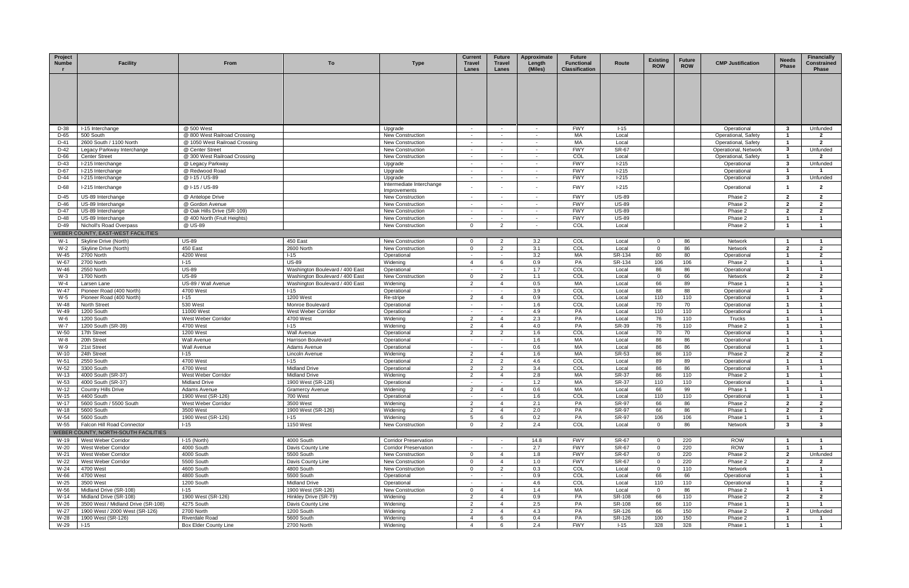| Project Number | Facility | From | To | Type | Current Travel Lanes | Future Travel Lanes | Approximate Length (Miles) | Future Functional Classification | Route | Existing ROW | Future ROW | CMP Justification | Needs Phase | Financially Constrained Phase |
|---|---|---|---|---|---|---|---|---|---|---|---|---|---|---|
| D-38 | I-15 Interchange | @ 500 West | | Upgrade | - | - | - | FWY | I-15 | | | Operational | 3 | Unfunded |
| D-65 | 500 South | @ 800 West Railroad Crossing | | New Construction | - | - | - | MA | Local | | | Operational, Safety | 1 | 2 |
| D-41 | 2600 South / 1100 North | @ 1050 West Railroad Crossing | | New Construction | - | - | - | MA | Local | | | Operational, Safety | 1 | 2 |
| D-42 | Legacy Parkway Interchange | @ Center Street | | New Construction | - | - | - | FWY | SR-67 | | | Operational, Network | 3 | Unfunded |
| D-66 | Center Street | @ 300 West Railroad Crossing | | New Construction | - | - | - | COL | Local | | | Operational, Safety | 1 | 2 |
| D-43 | I-215 Interchange | @ Legacy Parkway | | Upgrade | - | - | - | FWY | I-215 | | | Operational | 3 | Unfunded |
| D-67 | I-215 Interchange | @ Redwood Road | | Upgrade | - | - | - | FWY | I-215 | | | Operational | 1 | 1 |
| D-44 | I-215 Interchange | @ I-15 / US-89 | | Upgrade | - | - | - | FWY | I-215 | | | Operational | 3 | Unfunded |
| D-68 | I-215 Interchange | @ I-15 / US-89 | | Intermediate Interchange Improvements | - | - | - | FWY | I-215 | | | Operational | 1 | 2 |
| D-45 | US-89 Interchange | @ Antelope Drive | | New Construction | - | - | - | FWY | US-89 | | | Phase 2 | 2 | 2 |
| D-46 | US-89 Interchange | @ Gordon Avenue | | New Construction | - | - | - | FWY | US-89 | | | Phase 2 | 2 | 2 |
| D-47 | US-89 Interchange | @ Oak Hills Drive (SR-109) | | New Construction | - | - | - | FWY | US-89 | | | Phase 2 | 2 | 2 |
| D-48 | US-89 Interchange | @ 400 North (Fruit Heights) | | New Construction | - | - | - | FWY | US-89 | | | Phase 2 | 1 | 1 |
| D-49 | Nichol's Road Overpass | @ US-89 | | New Construction | 0 | 2 | - | COL | Local | | | Phase 2 | 1 | 1 |
| WEBER COUNTY, EAST-WEST FACILITIES | | | | | | | | | | | | | | |
| W-1 | Skyline Drive (North) | US-89 | 450 East | New Construction | 0 | 2 | 3.2 | COL | Local | 0 | 86 | Network | 1 | 1 |
| W-2 | Skyline Drive (North) | 450 East | 2600 North | New Construction | 0 | 2 | 3.1 | COL | Local | 0 | 86 | Network | 2 | 2 |
| W-45 | 2700 North | 4200 West | I-15 | Operational | - | - | 3.2 | MA | SR-134 | 80 | 80 | Operational | 1 | 2 |
| W-67 | 2700 North | I-15 | US-89 | Widening | 4 | 6 | 0.9 | PA | SR-134 | 106 | 106 | Phase 2 | 1 | 1 |
| W-46 | 2550 North | US-89 | Washington Boulevard / 400 East | Operational | - | - | 1.7 | COL | Local | 86 | 86 | Operational | 1 | 1 |
| W-3 | 1700 North | US-89 | Washington Boulevard / 400 East | New Construction | 0 | 2 | 1.1 | COL | Local | 0 | 66 | Network | 2 | 2 |
| W-4 | Larsen Lane | US-89 / Wall Avenue | Washington Boulevard / 400 East | Widening | 2 | 4 | 0.5 | MA | Local | 66 | 89 | Phase 1 | 1 | 1 |
| W-47 | Pioneer Road (400 North) | 4700 West | I-15 | Operational | - | - | 3.9 | COL | Local | 88 | 88 | Operational | 1 | 2 |
| W-5 | Pioneer Road (400 North) | I-15 | 1200 West | Re-stripe | 2 | 4 | 0.9 | COL | Local | 110 | 110 | Operational | 1 | 1 |
| W-48 | North Street | 530 West | Monroe Boulevard | Operational | - | - | 1.6 | COL | Local | 70 | 70 | Operational | 1 | 1 |
| W-49 | 1200 South | 11000 West | West Weber Corridor | Operational | - | - | 4.9 | PA | Local | 110 | 110 | Operational | 1 | 1 |
| W-6 | 1200 South | West Weber Corridor | 4700 West | Widening | 2 | 4 | 2.3 | PA | Local | 76 | 110 | Trucks | 1 | 1 |
| W-7 | 1200 South (SR-39) | 4700 West | I-15 | Widening | 2 | 4 | 4.0 | PA | SR-39 | 76 | 110 | Phase 2 | 1 | 1 |
| W-50 | 17th Street | 1200 West | Wall Avenue | Operational | 2 | 2 | 1.6 | COL | Local | 70 | 70 | Operational | 1 | 1 |
| W-8 | 20th Street | Wall Avenue | Harrison Boulevard | Operational | - | - | 1.6 | MA | Local | 86 | 86 | Operational | 1 | 1 |
| W-9 | 21st Street | Wall Avenue | Adams Avenue | Operational | - | - | 0.6 | MA | Local | 86 | 86 | Operational | 1 | 1 |
| W-10 | 24th Street | I-15 | Lincoln Avenue | Widening | 2 | 4 | 1.6 | MA | SR-53 | 86 | 110 | Phase 2 | 2 | 2 |
| W-51 | 2550 South | 4700 West | I-15 | Operational | 2 | 2 | 4.6 | COL | Local | 89 | 89 | Operational | 1 | 1 |
| W-52 | 3300 South | 4700 West | Midland Drive | Operational | 2 | 2 | 3.4 | COL | Local | 86 | 86 | Operational | 1 | 1 |
| W-13 | 4000 South (SR-37) | West Weber Corridor | Midland Drive | Widening | 2 | 4 | 2.8 | MA | SR-37 | 86 | 110 | Phase 2 | 1 | 1 |
| W-53 | 4000 South (SR-37) | Midland Drive | 1900 West (SR-126) | Operational | - | - | 1.2 | MA | SR-37 | 110 | 110 | Operational | 1 | 1 |
| W-12 | Country Hills Drive | Adams Avenue | Gramercy Avenue | Widening | 2 | 4 | 0.6 | MA | Local | 66 | 99 | Phase 1 | 1 | 1 |
| W-15 | 4400 South | 1900 West (SR-126) | 700 West | Operational | - | - | 1.6 | COL | Local | 110 | 110 | Operational | 1 | 1 |
| W-17 | 5600 South / 5500 South | West Weber Corridor | 3500 West | Widening | 2 | 4 | 2.1 | PA | SR-97 | 66 | 86 | Phase 2 | 2 | 2 |
| W-18 | 5600 South | 3500 West | 1900 West (SR-126) | Widening | 2 | 4 | 2.0 | PA | SR-97 | 66 | 86 | Phase 1 | 2 | 2 |
| W-54 | 5600 South | 1900 West (SR-126) | I-15 | Widening | 5 | 6 | 0.2 | PA | SR-97 | 106 | 106 | Phase 1 | 1 | 1 |
| W-55 | Falcon Hill Road Connector | I-15 | 1150 West | New Construction | 0 | 2 | 2.4 | COL | Local | 0 | 86 | Network | 3 | 3 |
| WEBER COUNTY, NORTH-SOUTH FACILITIES | | | | | | | | | | | | | | |
| W-19 | West Weber Corridor | I-15 (North) | 4000 South | Corridor Preservation | - | - | 14.8 | FWY | SR-67 | 0 | 220 | ROW | 1 | 1 |
| W-20 | West Weber Corridor | 4000 South | Davis County Line | Corridor Preservation | - | - | 2.7 | FWY | SR-67 | 0 | 220 | ROW | 1 | 1 |
| W-21 | West Weber Corridor | 4000 South | 5500 South | New Construction | 0 | 4 | 1.8 | FWY | SR-67 | 0 | 220 | Phase 2 | 2 | Unfunded |
| W-22 | West Weber Corridor | 5500 South | Davis County Line | New Construction | 0 | 4 | 1.0 | FWY | SR-67 | 0 | 220 | Phase 2 | 2 | 2 |
| W-24 | 4700 West | 4600 South | 4800 South | New Construction | 0 | 2 | 0.3 | COL | Local | 0 | 110 | Network | 1 | 1 |
| W-66 | 4700 West | 4800 South | 5500 South | Operational | - | - | 0.9 | COL | Local | 66 | 66 | Operational | 1 | 1 |
| W-25 | 3500 West | 1200 South | Midland Drive | Operational | - | - | 4.6 | COL | Local | 110 | 110 | Operational | 1 | 2 |
| W-56 | Midland Drive (SR-108) | I-15 | 1900 West (SR-126) | New Construction | 0 | 4 | 1.4 | MA | Local | 0 | 86 | Phase 2 | 1 | 1 |
| W-14 | Midland Drive (SR-108) | 1900 West (SR-126) | Hinkley Drive (SR-79) | Widening | 2 | 4 | 0.9 | PA | SR-108 | 66 | 110 | Phase 2 | 2 | 2 |
| W-26 | 3500 West / Midland Drive (SR-108) | 4275 South | Davis County Line | Widening | 2 | 4 | 2.5 | PA | SR-108 | 66 | 110 | Phase 1 | 1 | 1 |
| W-27 | 1900 West / 2000 West (SR-126) | 2700 North | 1200 South | Widening | 2 | 4 | 4.3 | PA | SR-126 | 66 | 150 | Phase 2 | 2 | Unfunded |
| W-28 | 1900 West (SR-126) | Riverdale Road | 5600 South | Widening | 4 | 6 | 0.4 | PA | SR-126 | 100 | 150 | Phase 2 | 1 | 1 |
| W-29 | I-15 | Box Elder County Line | 2700 North | Widening | 4 | 6 | 2.4 | FWY | I-15 | 328 | 328 | Phase 1 | 1 | 1 |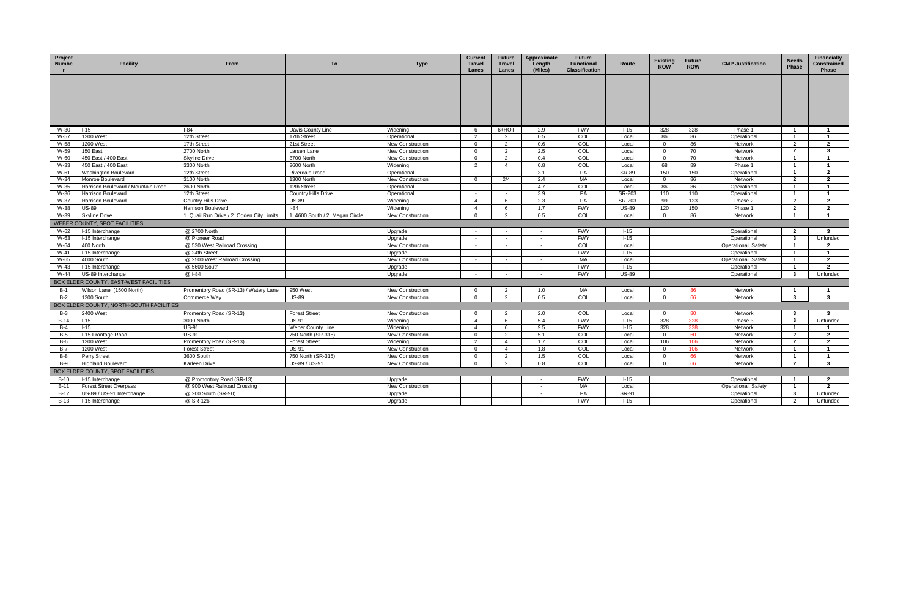| Project Number | Facility | From | To | Type | Current Travel Lanes | Future Travel Lanes | Approximate Length (Miles) | Future Functional Classification | Route | Existing ROW | Future ROW | CMP Justification | Needs Phase | Financially Constrained Phase |
|---|---|---|---|---|---|---|---|---|---|---|---|---|---|---|
| W-30 | I-15 | I-84 | Davis County Line | Widening | 6 | 6+HOT | 2.9 | FWY | I-15 | 328 | 328 | Phase 1 | 1 | 1 |
| W-57 | 1200 West | 12th Street | 17th Street | Operational | 2 | 2 | 0.5 | COL | Local | 86 | 86 | Operational | 1 | 1 |
| W-58 | 1200 West | 17th Street | 21st Street | New Construction | 0 | 2 | 0.6 | COL | Local | 0 | 86 | Network | 2 | 2 |
| W-59 | 150 East | 2700 North | Larsen Lane | New Construction | 0 | 2 | 2.5 | COL | Local | 0 | 70 | Network | 2 | 3 |
| W-60 | 450 East / 400 East | Skyline Drive | 3700 North | New Construction | 0 | 2 | 0.4 | COL | Local | 0 | 70 | Network | 1 | 1 |
| W-33 | 450 East / 400 East | 3300 North | 2600 North | Widening | 2 | 4 | 0.8 | COL | Local | 68 | 89 | Phase 1 | 1 | 1 |
| W-61 | Washington Boulevard | 12th Street | Riverdale Road | Operational | - | - | 3.1 | PA | SR-89 | 150 | 150 | Operational | 1 | 2 |
| W-34 | Monroe Boulevard | 3100 North | 1300 North | New Construction | 0 | 2/4 | 2.4 | MA | Local | 0 | 86 | Network | 2 | 2 |
| W-35 | Harrison Boulevard / Mountain Road | 2600 North | 12th Street | Operational | - | - | 4.7 | COL | Local | 86 | 86 | Operational | 1 | 1 |
| W-36 | Harrison Boulevard | 12th Street | Country Hills Drive | Operational | - | - | 3.9 | PA | SR-203 | 110 | 110 | Operational | 1 | 1 |
| W-37 | Harrison Boulevard | Country Hills Drive | US-89 | Widening | 4 | 6 | 2.3 | PA | SR-203 | 99 | 123 | Phase 2 | 2 | 2 |
| W-38 | US-89 | Harrison Boulevard | I-84 | Widening | 4 | 6 | 1.7 | FWY | US-89 | 120 | 150 | Phase 1 | 2 | 2 |
| W-39 | Skyline Drive | 1. Quail Run Drive / 2. Ogden City Limits | 1. 4600 South / 2. Megan Circle | New Construction | 0 | 2 | 0.5 | COL | Local | 0 | 86 | Network | 1 | 1 |
| WEBER COUNTY, SPOT FACILITIES | | | | | | | | | | | | | | |
| W-62 | I-15 Interchange | @ 2700 North | | Upgrade | - | - | - | FWY | I-15 | | | Operational | 2 | 3 |
| W-63 | I-15 Interchange | @ Pioneer Road | | Upgrade | - | - | - | FWY | I-15 | | | Operational | 3 | Unfunded |
| W-64 | 400 North | @ 530 West Railroad Crossing | | New Construction | - | - | - | COL | Local | | | Operational, Safety | 1 | 2 |
| W-41 | I-15 Interchange | @ 24th Street | | Upgrade | - | - | - | FWY | I-15 | | | Operational | 1 | 1 |
| W-65 | 4000 South | @ 2500 West Railroad Crossing | | New Construction | - | - | - | MA | Local | | | Operational, Safety | 1 | 2 |
| W-43 | I-15 Interchange | @ 5600 South | | Upgrade | - | - | - | FWY | I-15 | | | Operational | 1 | 2 |
| W-44 | US-89 Interchange | @ I-84 | | Upgrade | - | - | - | FWY | US-89 | | | Operational | 3 | Unfunded |
| BOX ELDER COUNTY, EAST-WEST FACILITIES | | | | | | | | | | | | | | |
| B-1 | Wilson Lane (1500 North) | Promontory Road (SR-13) / Watery Lane | 950 West | New Construction | 0 | 2 | 1.0 | MA | Local | 0 | 86 | Network | 1 | 1 |
| B-2 | 1200 South | Commerce Way | US-89 | New Construction | 0 | 2 | 0.5 | COL | Local | 0 | 66 | Network | 3 | 3 |
| BOX ELDER COUNTY, NORTH-SOUTH FACILITIES | | | | | | | | | | | | | | |
| B-3 | 2400 West | Promontory Road (SR-13) | Forest Street | New Construction | 0 | 2 | 2.0 | COL | Local | 0 | 80 | Network | 3 | 3 |
| B-14 | I-15 | 3000 North | US-91 | Widening | 4 | 6 | 5.4 | FWY | I-15 | 328 | 328 | Phase 3 | 3 | Unfunded |
| B-4 | I-15 | US-91 | Weber County Line | Widening | 4 | 6 | 9.5 | FWY | I-15 | 328 | 328 | Network | 1 | 1 |
| B-5 | I-15 Frontage Road | US-91 | 750 North (SR-315) | New Construction | 0 | 2 | 5.1 | COL | Local | 0 | 80 | Network | 2 | 2 |
| B-6 | 1200 West | Promontory Road (SR-13) | Forest Street | Widening | 2 | 4 | 1.7 | COL | Local | 106 | 106 | Network | 2 | 2 |
| B-7 | 1200 West | Forest Street | US-91 | New Construction | 0 | 4 | 1.8 | COL | Local | 0 | 106 | Network | 1 | 1 |
| B-8 | Perry Street | 3600 South | 750 North (SR-315) | New Construction | 0 | 2 | 1.5 | COL | Local | 0 | 66 | Network | 1 | 1 |
| B-9 | Highland Boulevard | Karleen Drive | US-89 / US-91 | New Construction | 0 | 2 | 0.8 | COL | Local | 0 | 66 | Network | 2 | 3 |
| BOX ELDER COUNTY, SPOT FACILITIES | | | | | | | | | | | | | | |
| B-10 | I-15 Interchange | @ Promontory Road (SR-13) | | Upgrade | | | - | FWY | I-15 | | | Operational | 1 | 2 |
| B-11 | Forest Street Overpass | @ 900 West Railroad Crossing | | New Construction | | | - | MA | Local | | | Operational, Safety | 1 | 2 |
| B-12 | US-89 / US-91 Interchange | @ 200 South (SR-90) | | Upgrade | | | - | PA | SR-91 | | | Operational | 3 | Unfunded |
| B-13 | I-15 Interchange | @ SR-126 | | Upgrade | - | - | - | FWY | I-15 | | | Operational | 2 | Unfunded |